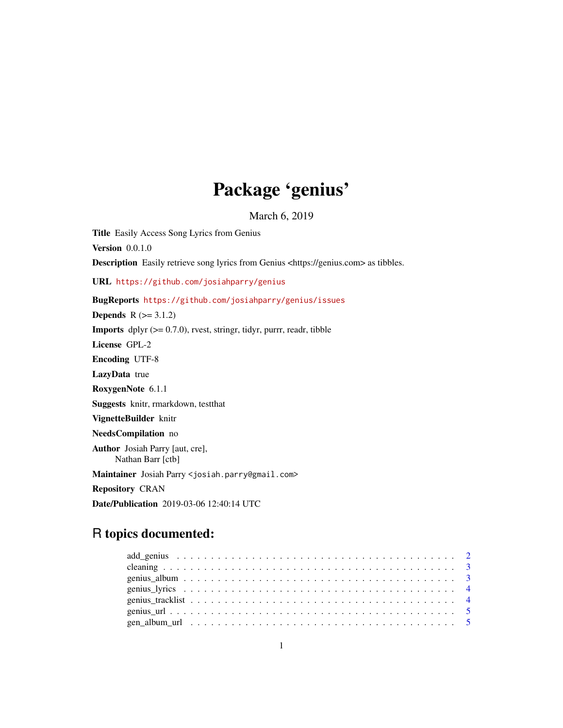# Package 'genius'

March 6, 2019

**Title** Easily Access Song Lyrics from Genius

**Version** 0.0.1.0

**Description** Easily retrieve song lyrics from Genius <https://genius.com> as tibbles.

**URL** https://github.com/josiahparry/genius

**BugReports** https://github.com/josiahparry/genius/issues

**Depends** R (>= 3.1.2)

**Imports** dplyr (>= 0.7.0), rvest, stringr, tidyr, purrr, readr, tibble

**License** GPL-2

**Encoding** UTF-8

**LazyData** true

**RoxygenNote** 6.1.1

**Suggests** knitr, rmarkdown, testthat

**VignetteBuilder** knitr

**NeedsCompilation** no

**Author** Josiah Parry [aut, cre],
Nathan Barr [ctb]

**Maintainer** Josiah Parry <josiah.parry@gmail.com>

**Repository** CRAN

**Date/Publication** 2019-03-06 12:40:14 UTC

## R topics documented:

- add_genius . . . . . . . . . . . . . . . . . . . . . . . . . . . . . . . . . . . . . . . . 2
- cleaning . . . . . . . . . . . . . . . . . . . . . . . . . . . . . . . . . . . . . . . . . 3
- genius_album . . . . . . . . . . . . . . . . . . . . . . . . . . . . . . . . . . . . . . . 3
- genius_lyrics . . . . . . . . . . . . . . . . . . . . . . . . . . . . . . . . . . . . . . . 4
- genius_tracklist . . . . . . . . . . . . . . . . . . . . . . . . . . . . . . . . . . . . . 4
- genius_url . . . . . . . . . . . . . . . . . . . . . . . . . . . . . . . . . . . . . . . . 5
- gen_album_url . . . . . . . . . . . . . . . . . . . . . . . . . . . . . . . . . . . . . . 5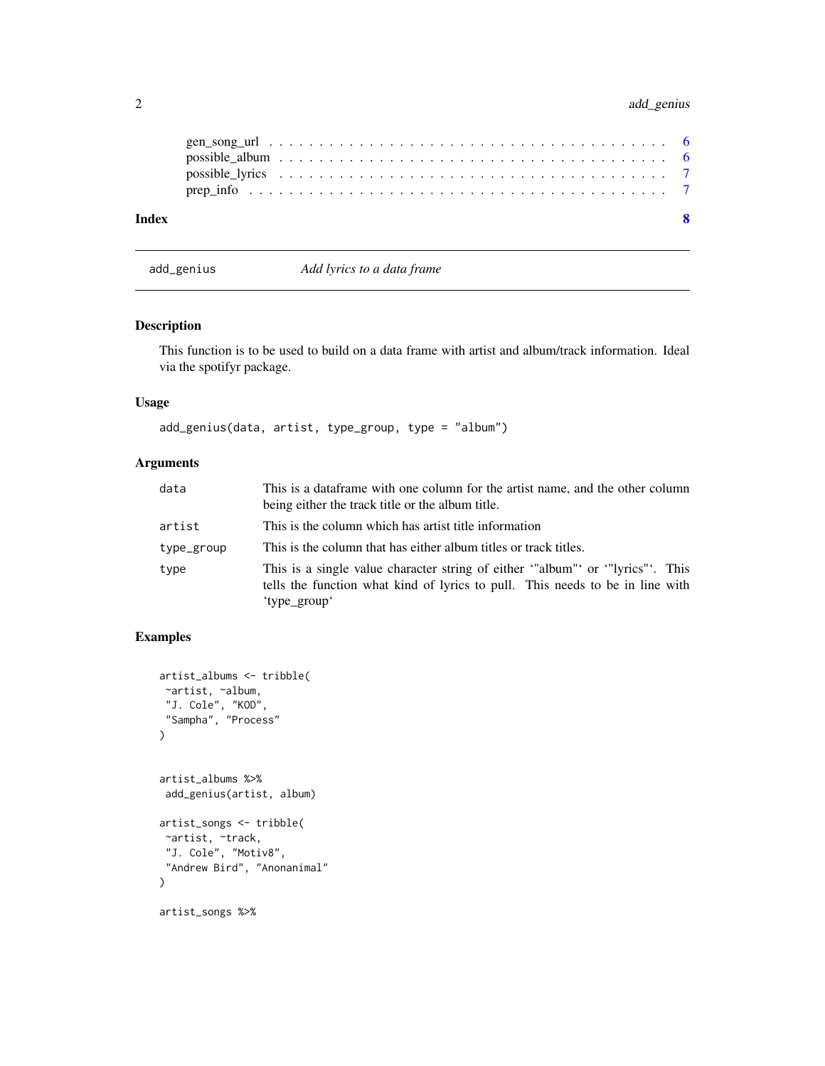gen_song_url . . . . . . . . . . . . . . . . . . . . . . . . . . . . . . . . . . . . . . 6
possible_album . . . . . . . . . . . . . . . . . . . . . . . . . . . . . . . . . . . . . 6
possible_lyrics . . . . . . . . . . . . . . . . . . . . . . . . . . . . . . . . . . . . . 7
prep_info . . . . . . . . . . . . . . . . . . . . . . . . . . . . . . . . . . . . . . . 7

**Index** **8**

---

## add_genius — *Add lyrics to a data frame*

---

### Description

This function is to be used to build on a data frame with artist and album/track information. Ideal via the spotifyr package.

### Usage

```
add_genius(data, artist, type_group, type = "album")
```

### Arguments

| | |
|---|---|
| `data` | This is a dataframe with one column for the artist name, and the other column being either the track title or the album title. |
| `artist` | This is the column which has artist title information |
| `type_group` | This is the column that has either album titles or track titles. |
| `type` | This is a single value character string of either '"album"' or '"lyrics"'. This tells the function what kind of lyrics to pull. This needs to be in line with 'type_group' |

### Examples

```
artist_albums <- tribble(
 ~artist, ~album,
 "J. Cole", "KOD",
 "Sampha", "Process"
)


artist_albums %>%
 add_genius(artist, album)

artist_songs <- tribble(
 ~artist, ~track,
 "J. Cole", "Motiv8",
 "Andrew Bird", "Anonanimal"
)

artist_songs %>%
```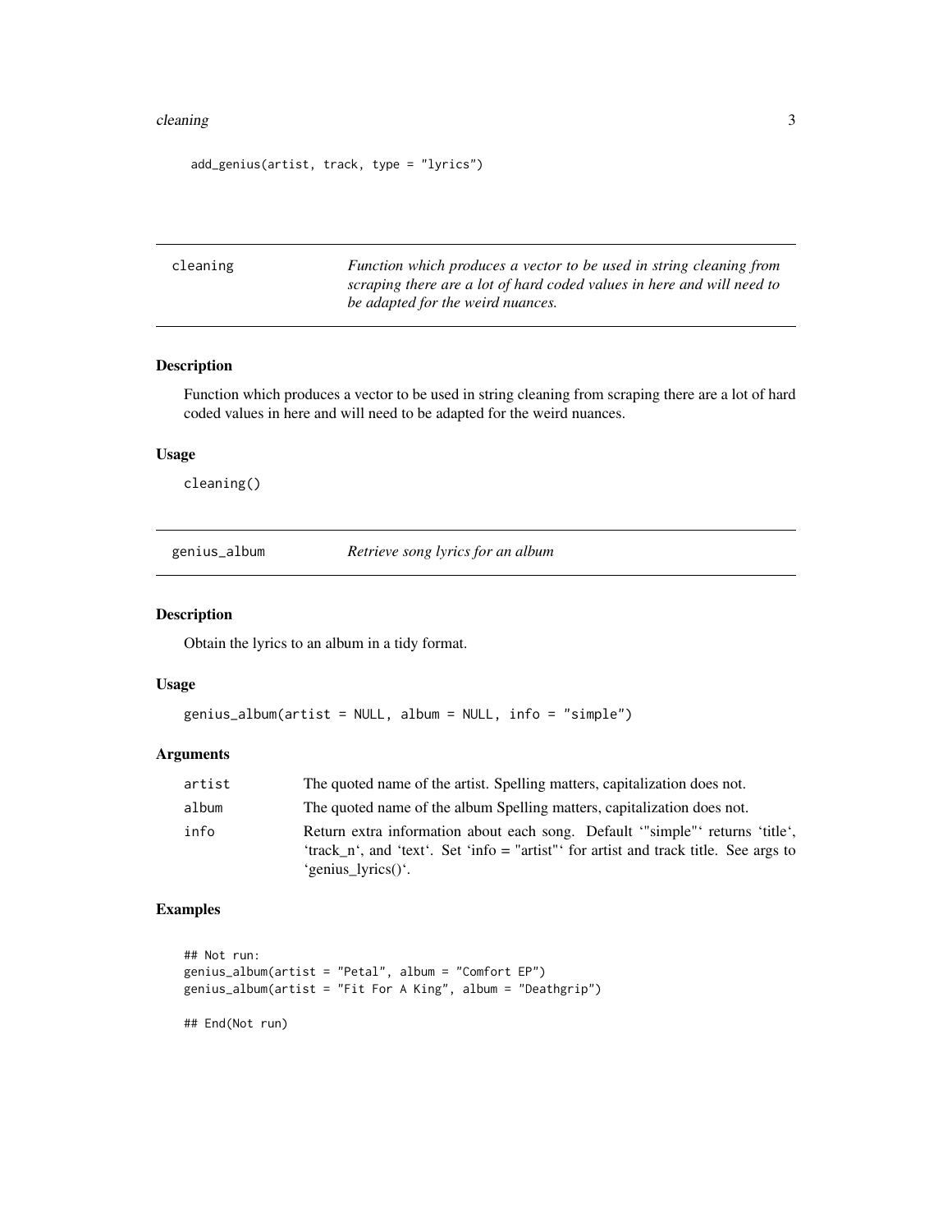```
add_genius(artist, track, type = "lyrics")
```

## cleaning

*Function which produces a vector to be used in string cleaning from scraping there are a lot of hard coded values in here and will need to be adapted for the weird nuances.*

### Description

Function which produces a vector to be used in string cleaning from scraping there are a lot of hard coded values in here and will need to be adapted for the weird nuances.

### Usage

```
cleaning()
```

## genius_album

*Retrieve song lyrics for an album*

### Description

Obtain the lyrics to an album in a tidy format.

### Usage

```
genius_album(artist = NULL, album = NULL, info = "simple")
```

### Arguments

| | |
|---|---|
| artist | The quoted name of the artist. Spelling matters, capitalization does not. |
| album | The quoted name of the album Spelling matters, capitalization does not. |
| info | Return extra information about each song. Default '"simple"' returns 'title', 'track_n', and 'text'. Set 'info = "artist"' for artist and track title. See args to 'genius_lyrics()'. |

### Examples

```
## Not run:
genius_album(artist = "Petal", album = "Comfort EP")
genius_album(artist = "Fit For A King", album = "Deathgrip")

## End(Not run)
```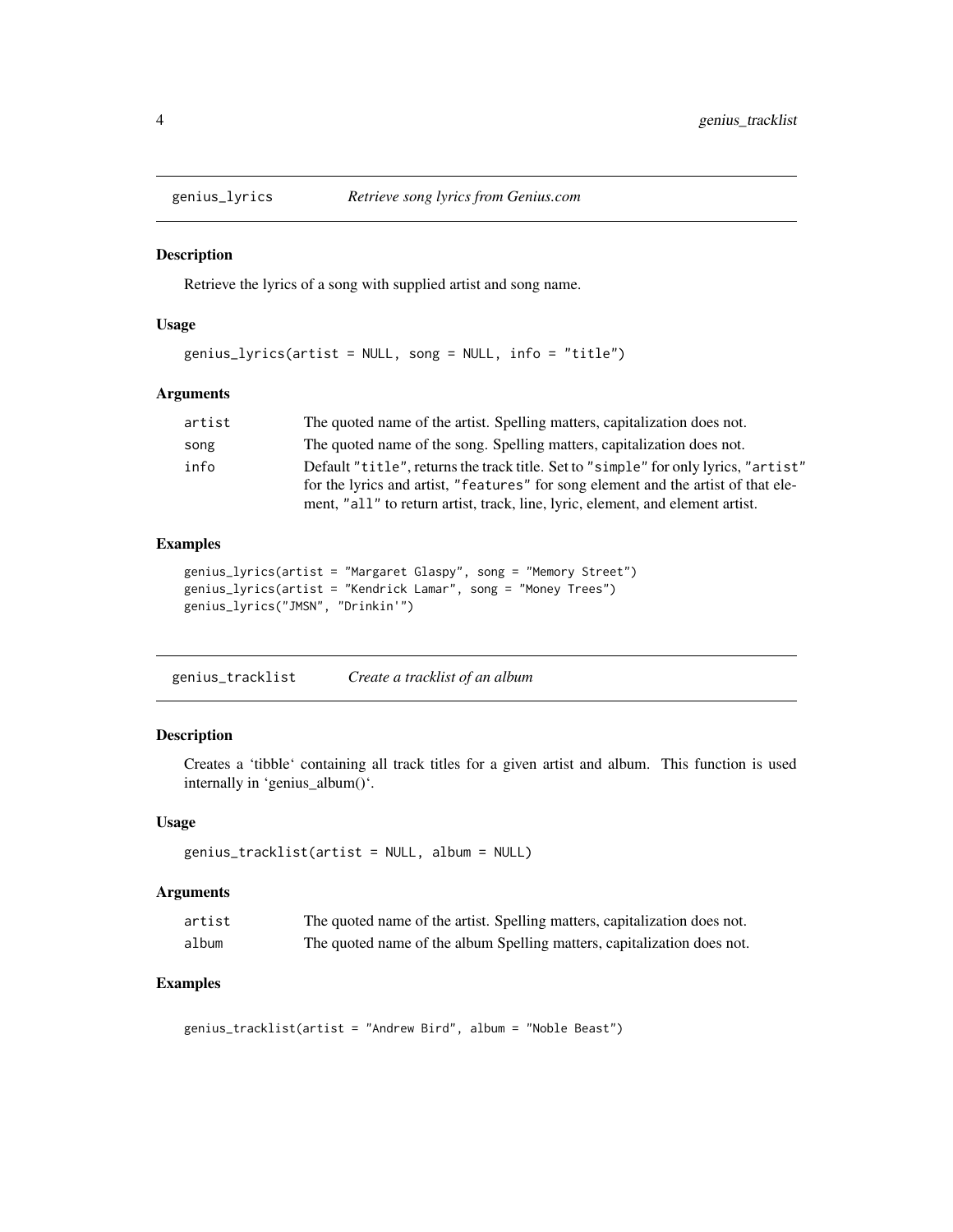## genius_lyrics    *Retrieve song lyrics from Genius.com*

### Description

Retrieve the lyrics of a song with supplied artist and song name.

### Usage

```
genius_lyrics(artist = NULL, song = NULL, info = "title")
```

### Arguments

| | |
|---|---|
| `artist` | The quoted name of the artist. Spelling matters, capitalization does not. |
| `song` | The quoted name of the song. Spelling matters, capitalization does not. |
| `info` | Default "title", returns the track title. Set to "simple" for only lyrics, "artist" for the lyrics and artist, "features" for song element and the artist of that element, "all" to return artist, track, line, lyric, element, and element artist. |

### Examples

```
genius_lyrics(artist = "Margaret Glaspy", song = "Memory Street")
genius_lyrics(artist = "Kendrick Lamar", song = "Money Trees")
genius_lyrics("JMSN", "Drinkin'")
```

## genius_tracklist    *Create a tracklist of an album*

### Description

Creates a 'tibble' containing all track titles for a given artist and album. This function is used internally in 'genius_album()'.

### Usage

```
genius_tracklist(artist = NULL, album = NULL)
```

### Arguments

| | |
|---|---|
| `artist` | The quoted name of the artist. Spelling matters, capitalization does not. |
| `album` | The quoted name of the album Spelling matters, capitalization does not. |

### Examples

```
genius_tracklist(artist = "Andrew Bird", album = "Noble Beast")
```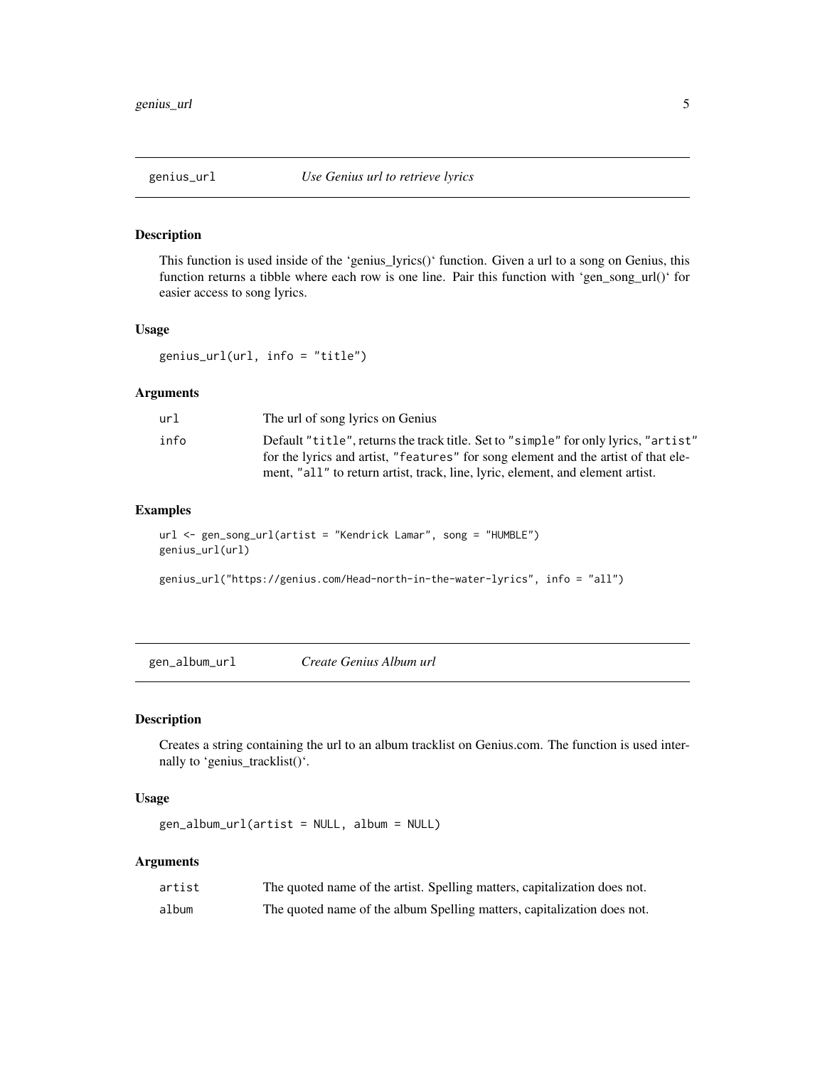## genius_url — *Use Genius url to retrieve lyrics*

### Description

This function is used inside of the 'genius_lyrics()' function. Given a url to a song on Genius, this function returns a tibble where each row is one line. Pair this function with 'gen_song_url()' for easier access to song lyrics.

### Usage

```
genius_url(url, info = "title")
```

### Arguments

| | |
|---|---|
| url | The url of song lyrics on Genius |
| info | Default "title", returns the track title. Set to "simple" for only lyrics, "artist" for the lyrics and artist, "features" for song element and the artist of that element, "all" to return artist, track, line, lyric, element, and element artist. |

### Examples

```
url <- gen_song_url(artist = "Kendrick Lamar", song = "HUMBLE")
genius_url(url)

genius_url("https://genius.com/Head-north-in-the-water-lyrics", info = "all")
```

## gen_album_url — *Create Genius Album url*

### Description

Creates a string containing the url to an album tracklist on Genius.com. The function is used internally to 'genius_tracklist()'.

### Usage

```
gen_album_url(artist = NULL, album = NULL)
```

### Arguments

| | |
|---|---|
| artist | The quoted name of the artist. Spelling matters, capitalization does not. |
| album | The quoted name of the album Spelling matters, capitalization does not. |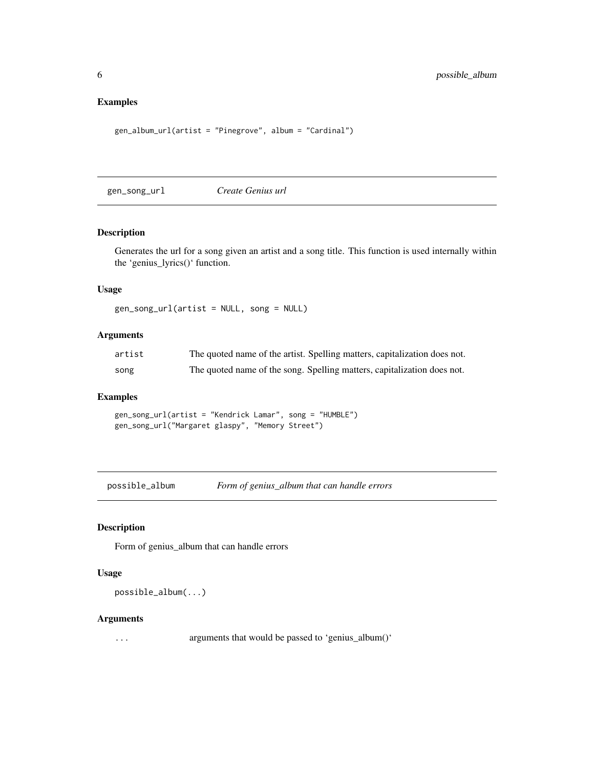### Examples

```
gen_album_url(artist = "Pinegrove", album = "Cardinal")
```

## gen_song_url — *Create Genius url*

### Description

Generates the url for a song given an artist and a song title. This function is used internally within the 'genius_lyrics()' function.

### Usage

```
gen_song_url(artist = NULL, song = NULL)
```

### Arguments

| | |
|---|---|
| artist | The quoted name of the artist. Spelling matters, capitalization does not. |
| song | The quoted name of the song. Spelling matters, capitalization does not. |

### Examples

```
gen_song_url(artist = "Kendrick Lamar", song = "HUMBLE")
gen_song_url("Margaret glaspy", "Memory Street")
```

## possible_album — *Form of genius_album that can handle errors*

### Description

Form of genius_album that can handle errors

### Usage

```
possible_album(...)
```

### Arguments

| | |
|---|---|
| ... | arguments that would be passed to 'genius_album()' |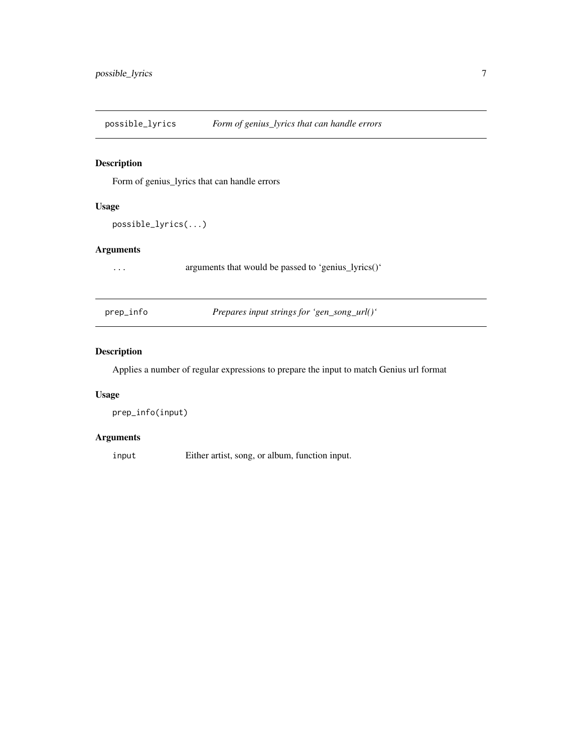## possible_lyrics — *Form of genius_lyrics that can handle errors*

### Description

Form of genius_lyrics that can handle errors

### Usage

```
possible_lyrics(...)
```

### Arguments

| | |
|---|---|
| `...` | arguments that would be passed to 'genius_lyrics()' |

## prep_info — *Prepares input strings for 'gen_song_url()'*

### Description

Applies a number of regular expressions to prepare the input to match Genius url format

### Usage

```
prep_info(input)
```

### Arguments

| | |
|---|---|
| `input` | Either artist, song, or album, function input. |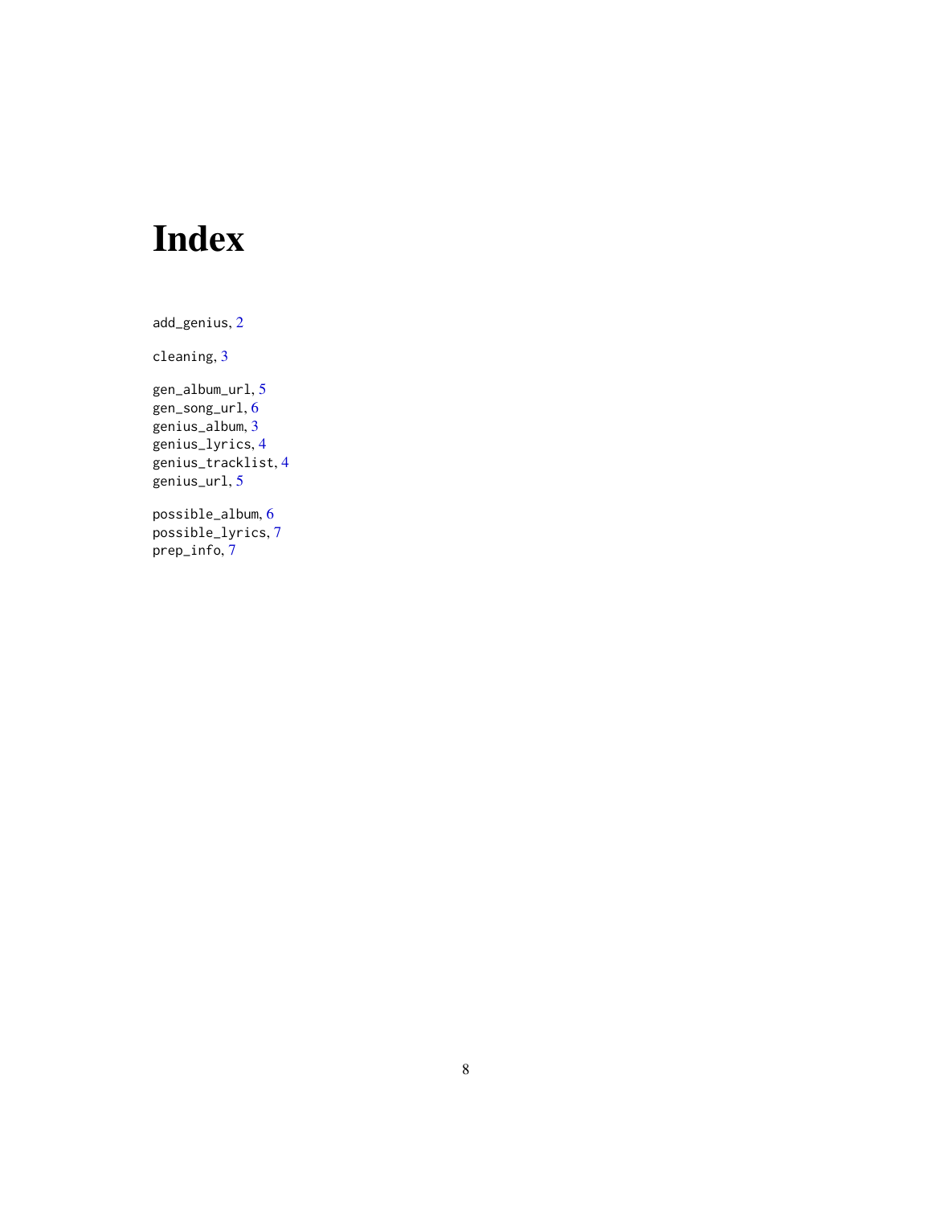# Index

add_genius, 2

cleaning, 3

gen_album_url, 5
gen_song_url, 6
genius_album, 3
genius_lyrics, 4
genius_tracklist, 4
genius_url, 5

possible_album, 6
possible_lyrics, 7
prep_info, 7